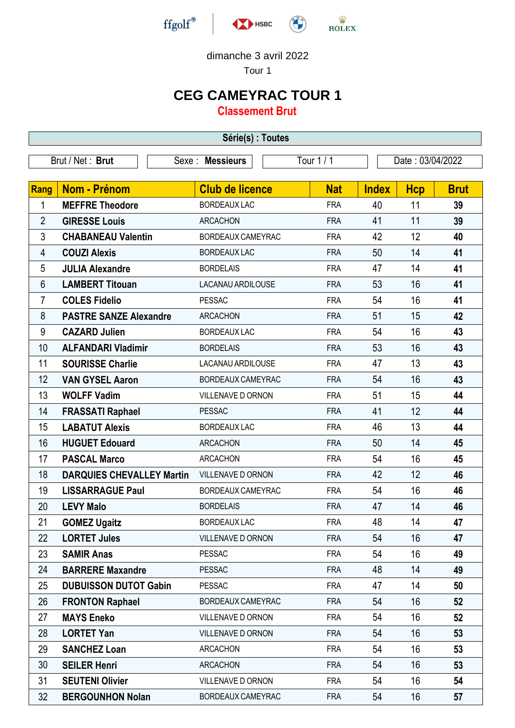dimanche 3 avril 2022

Tour 1

# CEG CAMEYRAC TOUR 1

## Classement Brut

**Série(s) : Toutes**

| Brut / Net : **Brut** | Sexe : **Messieurs** | Tour 1 / 1 | Date : 03/04/2022 |
|---|---|---|---|

| Rang | Nom - Prénom | Club de licence | Nat | Index | Hcp | Brut |
|---|---|---|---|---|---|---|
| 1 | **MEFFRE Theodore** | BORDEAUX LAC | FRA | 40 | 11 | **39** |
| 2 | **GIRESSE Louis** | ARCACHON | FRA | 41 | 11 | **39** |
| 3 | **CHABANEAU Valentin** | BORDEAUX CAMEYRAC | FRA | 42 | 12 | **40** |
| 4 | **COUZI Alexis** | BORDEAUX LAC | FRA | 50 | 14 | **41** |
| 5 | **JULIA Alexandre** | BORDELAIS | FRA | 47 | 14 | **41** |
| 6 | **LAMBERT Titouan** | LACANAU ARDILOUSE | FRA | 53 | 16 | **41** |
| 7 | **COLES Fidelio** | PESSAC | FRA | 54 | 16 | **41** |
| 8 | **PASTRE SANZE Alexandre** | ARCACHON | FRA | 51 | 15 | **42** |
| 9 | **CAZARD Julien** | BORDEAUX LAC | FRA | 54 | 16 | **43** |
| 10 | **ALFANDARI Vladimir** | BORDELAIS | FRA | 53 | 16 | **43** |
| 11 | **SOURISSE Charlie** | LACANAU ARDILOUSE | FRA | 47 | 13 | **43** |
| 12 | **VAN GYSEL Aaron** | BORDEAUX CAMEYRAC | FRA | 54 | 16 | **43** |
| 13 | **WOLFF Vadim** | VILLENAVE D ORNON | FRA | 51 | 15 | **44** |
| 14 | **FRASSATI Raphael** | PESSAC | FRA | 41 | 12 | **44** |
| 15 | **LABATUT Alexis** | BORDEAUX LAC | FRA | 46 | 13 | **44** |
| 16 | **HUGUET Edouard** | ARCACHON | FRA | 50 | 14 | **45** |
| 17 | **PASCAL Marco** | ARCACHON | FRA | 54 | 16 | **45** |
| 18 | **DARQUIES CHEVALLEY Martin** | VILLENAVE D ORNON | FRA | 42 | 12 | **46** |
| 19 | **LISSARRAGUE Paul** | BORDEAUX CAMEYRAC | FRA | 54 | 16 | **46** |
| 20 | **LEVY Malo** | BORDELAIS | FRA | 47 | 14 | **46** |
| 21 | **GOMEZ Ugaitz** | BORDEAUX LAC | FRA | 48 | 14 | **47** |
| 22 | **LORTET Jules** | VILLENAVE D ORNON | FRA | 54 | 16 | **47** |
| 23 | **SAMIR Anas** | PESSAC | FRA | 54 | 16 | **49** |
| 24 | **BARRERE Maxandre** | PESSAC | FRA | 48 | 14 | **49** |
| 25 | **DUBUISSON DUTOT Gabin** | PESSAC | FRA | 47 | 14 | **50** |
| 26 | **FRONTON Raphael** | BORDEAUX CAMEYRAC | FRA | 54 | 16 | **52** |
| 27 | **MAYS Eneko** | VILLENAVE D ORNON | FRA | 54 | 16 | **52** |
| 28 | **LORTET Yan** | VILLENAVE D ORNON | FRA | 54 | 16 | **53** |
| 29 | **SANCHEZ Loan** | ARCACHON | FRA | 54 | 16 | **53** |
| 30 | **SEILER Henri** | ARCACHON | FRA | 54 | 16 | **53** |
| 31 | **SEUTENI Olivier** | VILLENAVE D ORNON | FRA | 54 | 16 | **54** |
| 32 | **BERGOUNHON Nolan** | BORDEAUX CAMEYRAC | FRA | 54 | 16 | **57** |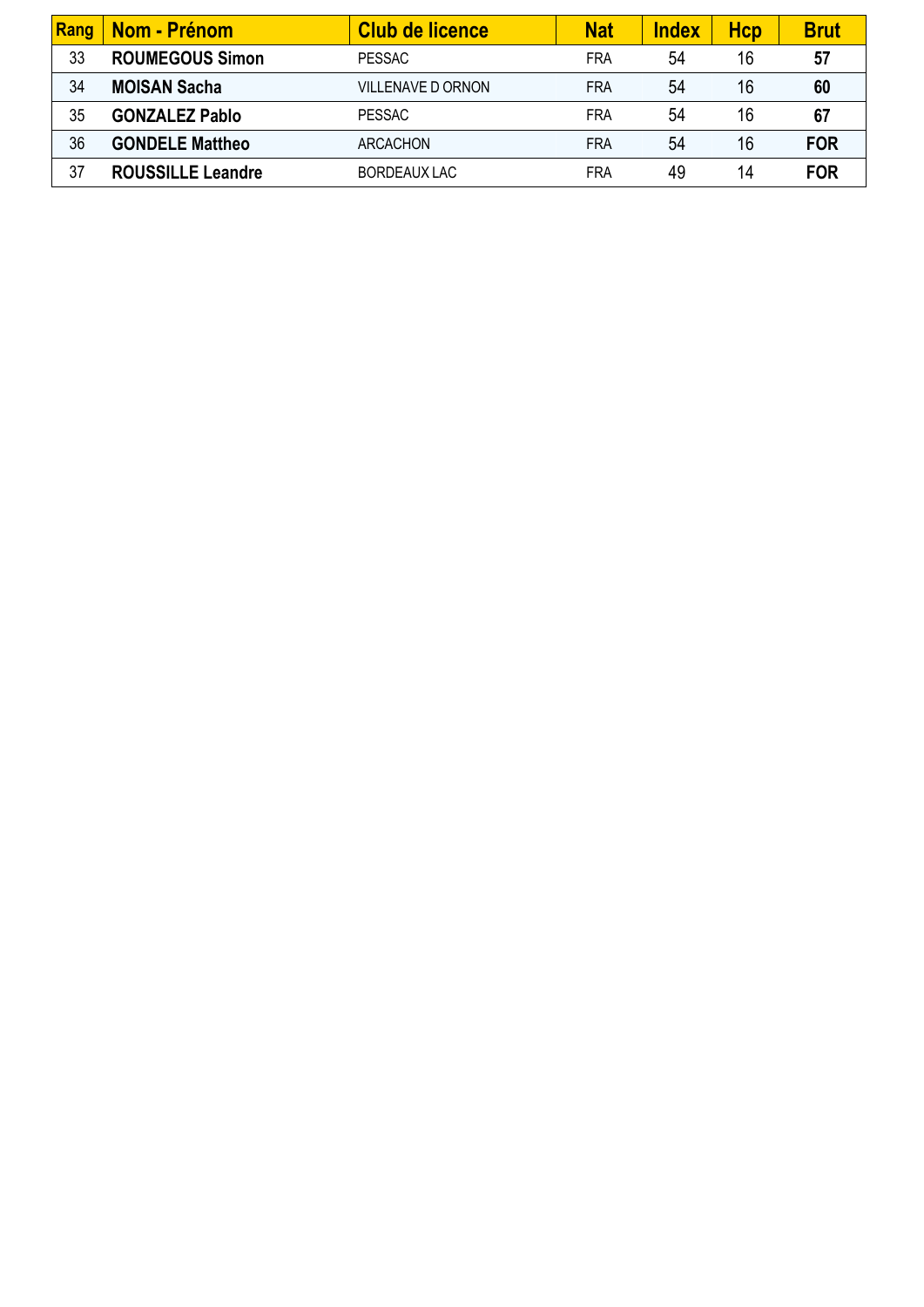| Rang | Nom - Prénom | Club de licence | Nat | Index | Hcp | Brut |
|---|---|---|---|---|---|---|
| 33 | **ROUMEGOUS Simon** | PESSAC | FRA | 54 | 16 | **57** |
| 34 | **MOISAN Sacha** | VILLENAVE D ORNON | FRA | 54 | 16 | **60** |
| 35 | **GONZALEZ Pablo** | PESSAC | FRA | 54 | 16 | **67** |
| 36 | **GONDELE Mattheo** | ARCACHON | FRA | 54 | 16 | **FOR** |
| 37 | **ROUSSILLE Leandre** | BORDEAUX LAC | FRA | 49 | 14 | **FOR** |